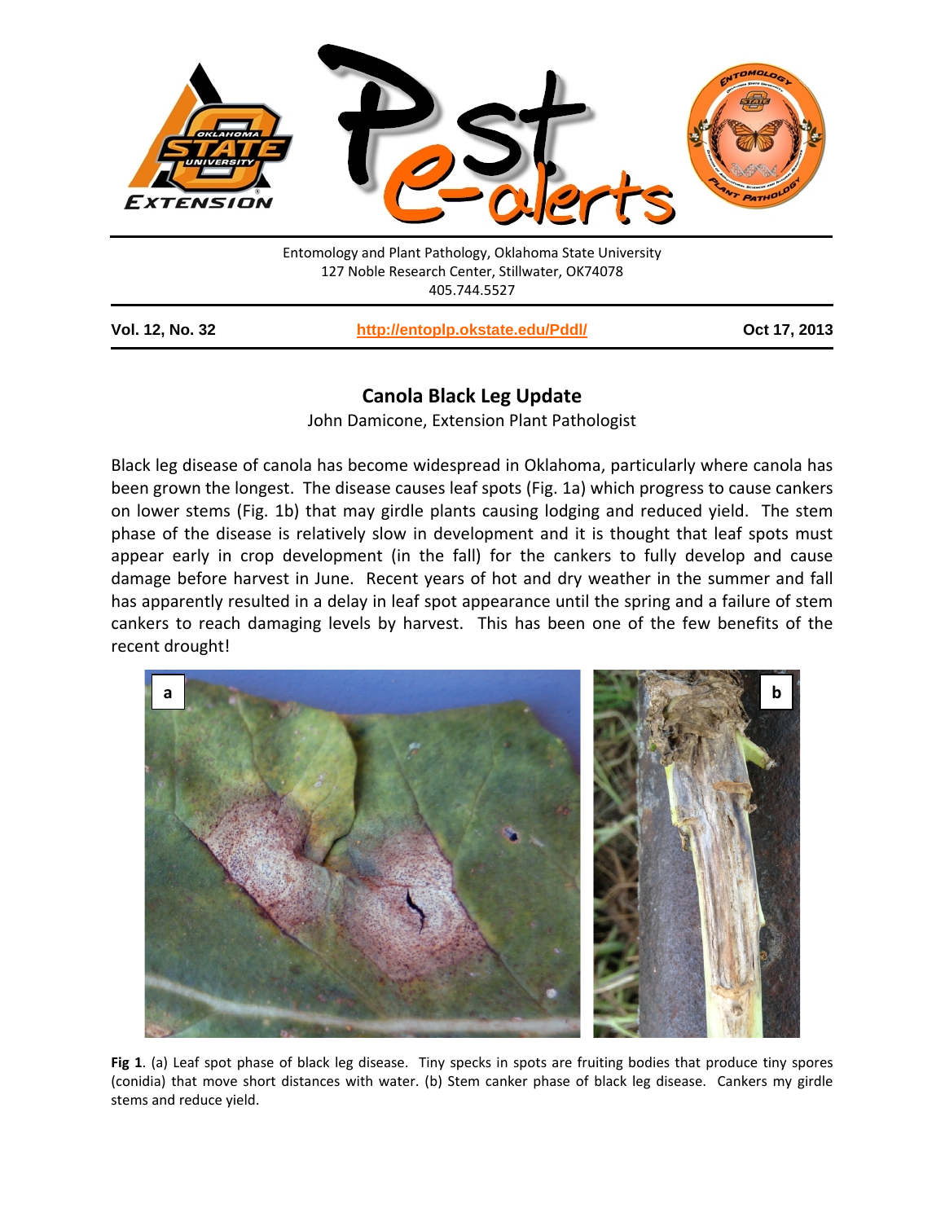Entomology and Plant Pathology, Oklahoma State University
127 Noble Research Center, Stillwater, OK74078
405.744.5527

**Vol. 12, No. 32** | **http://entoplp.okstate.edu/Pddl/** | **Oct 17, 2013**

## Canola Black Leg Update

John Damicone, Extension Plant Pathologist

Black leg disease of canola has become widespread in Oklahoma, particularly where canola has been grown the longest. The disease causes leaf spots (Fig. 1a) which progress to cause cankers on lower stems (Fig. 1b) that may girdle plants causing lodging and reduced yield. The stem phase of the disease is relatively slow in development and it is thought that leaf spots must appear early in crop development (in the fall) for the cankers to fully develop and cause damage before harvest in June. Recent years of hot and dry weather in the summer and fall has apparently resulted in a delay in leaf spot appearance until the spring and a failure of stem cankers to reach damaging levels by harvest. This has been one of the few benefits of the recent drought!

**Fig 1**. (a) Leaf spot phase of black leg disease. Tiny specks in spots are fruiting bodies that produce tiny spores (conidia) that move short distances with water. (b) Stem canker phase of black leg disease. Cankers my girdle stems and reduce yield.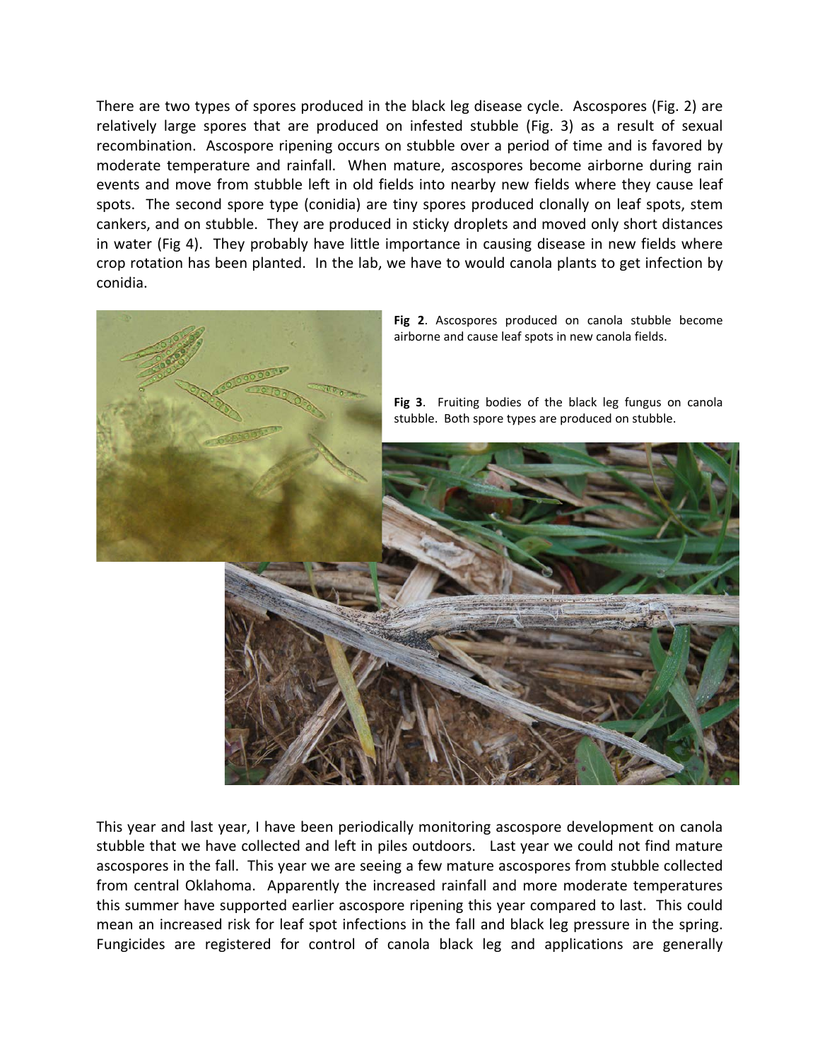There are two types of spores produced in the black leg disease cycle. Ascospores (Fig. 2) are relatively large spores that are produced on infested stubble (Fig. 3) as a result of sexual recombination. Ascospore ripening occurs on stubble over a period of time and is favored by moderate temperature and rainfall. When mature, ascospores become airborne during rain events and move from stubble left in old fields into nearby new fields where they cause leaf spots. The second spore type (conidia) are tiny spores produced clonally on leaf spots, stem cankers, and on stubble. They are produced in sticky droplets and moved only short distances in water (Fig 4). They probably have little importance in causing disease in new fields where crop rotation has been planted. In the lab, we have to would canola plants to get infection by conidia.

**Fig 2**. Ascospores produced on canola stubble become airborne and cause leaf spots in new canola fields.

**Fig 3**. Fruiting bodies of the black leg fungus on canola stubble. Both spore types are produced on stubble.

This year and last year, I have been periodically monitoring ascospore development on canola stubble that we have collected and left in piles outdoors. Last year we could not find mature ascospores in the fall. This year we are seeing a few mature ascospores from stubble collected from central Oklahoma. Apparently the increased rainfall and more moderate temperatures this summer have supported earlier ascospore ripening this year compared to last. This could mean an increased risk for leaf spot infections in the fall and black leg pressure in the spring. Fungicides are registered for control of canola black leg and applications are generally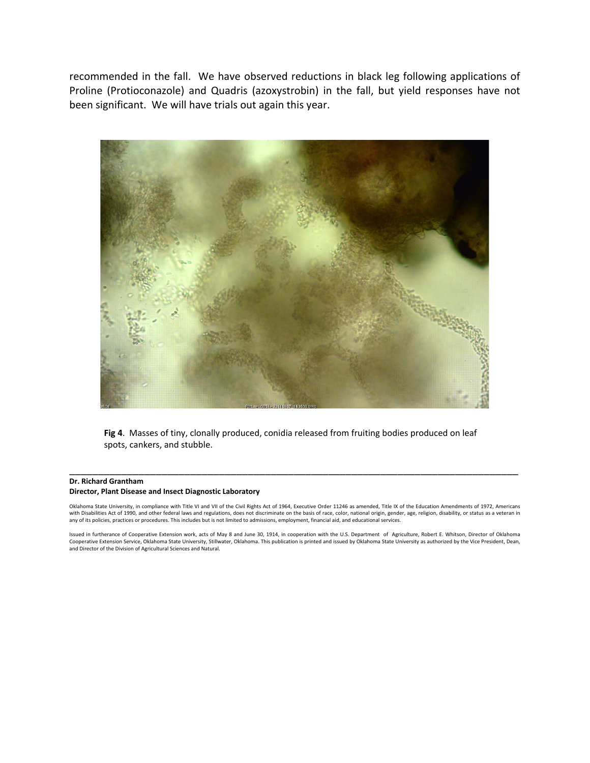recommended in the fall. We have observed reductions in black leg following applications of Proline (Protioconazole) and Quadris (azoxystrobin) in the fall, but yield responses have not been significant. We will have trials out again this year.

**Fig 4**. Masses of tiny, clonally produced, conidia released from fruiting bodies produced on leaf spots, cankers, and stubble.

---

**Dr. Richard Grantham**
**Director, Plant Disease and Insect Diagnostic Laboratory**

Oklahoma State University, in compliance with Title VI and VII of the Civil Rights Act of 1964, Executive Order 11246 as amended, Title IX of the Education Amendments of 1972, Americans with Disabilities Act of 1990, and other federal laws and regulations, does not discriminate on the basis of race, color, national origin, gender, age, religion, disability, or status as a veteran in any of its policies, practices or procedures. This includes but is not limited to admissions, employment, financial aid, and educational services.

Issued in furtherance of Cooperative Extension work, acts of May 8 and June 30, 1914, in cooperation with the U.S. Department of Agriculture, Robert E. Whitson, Director of Oklahoma Cooperative Extension Service, Oklahoma State University, Stillwater, Oklahoma. This publication is printed and issued by Oklahoma State University as authorized by the Vice President, Dean, and Director of the Division of Agricultural Sciences and Natural.